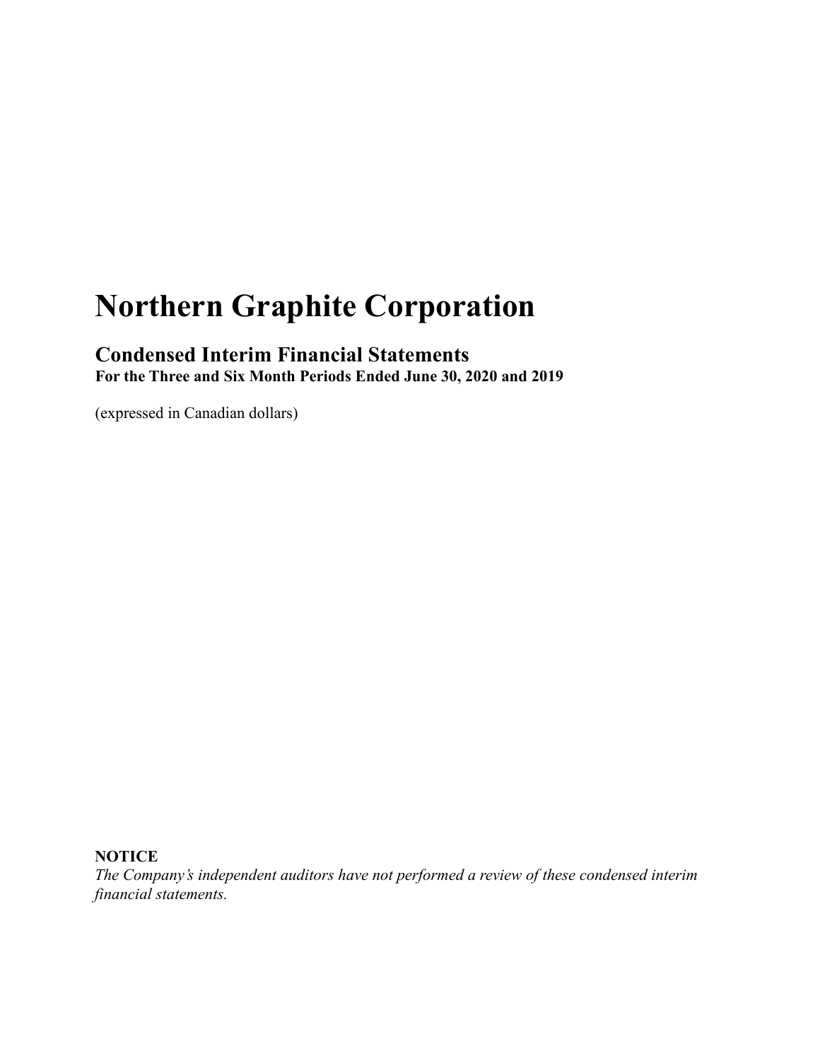# Northern Graphite Corporation

## Condensed Interim Financial Statements

**For the Three and Six Month Periods Ended June 30, 2020 and 2019**

(expressed in Canadian dollars)

**NOTICE**

*The Company's independent auditors have not performed a review of these condensed interim financial statements.*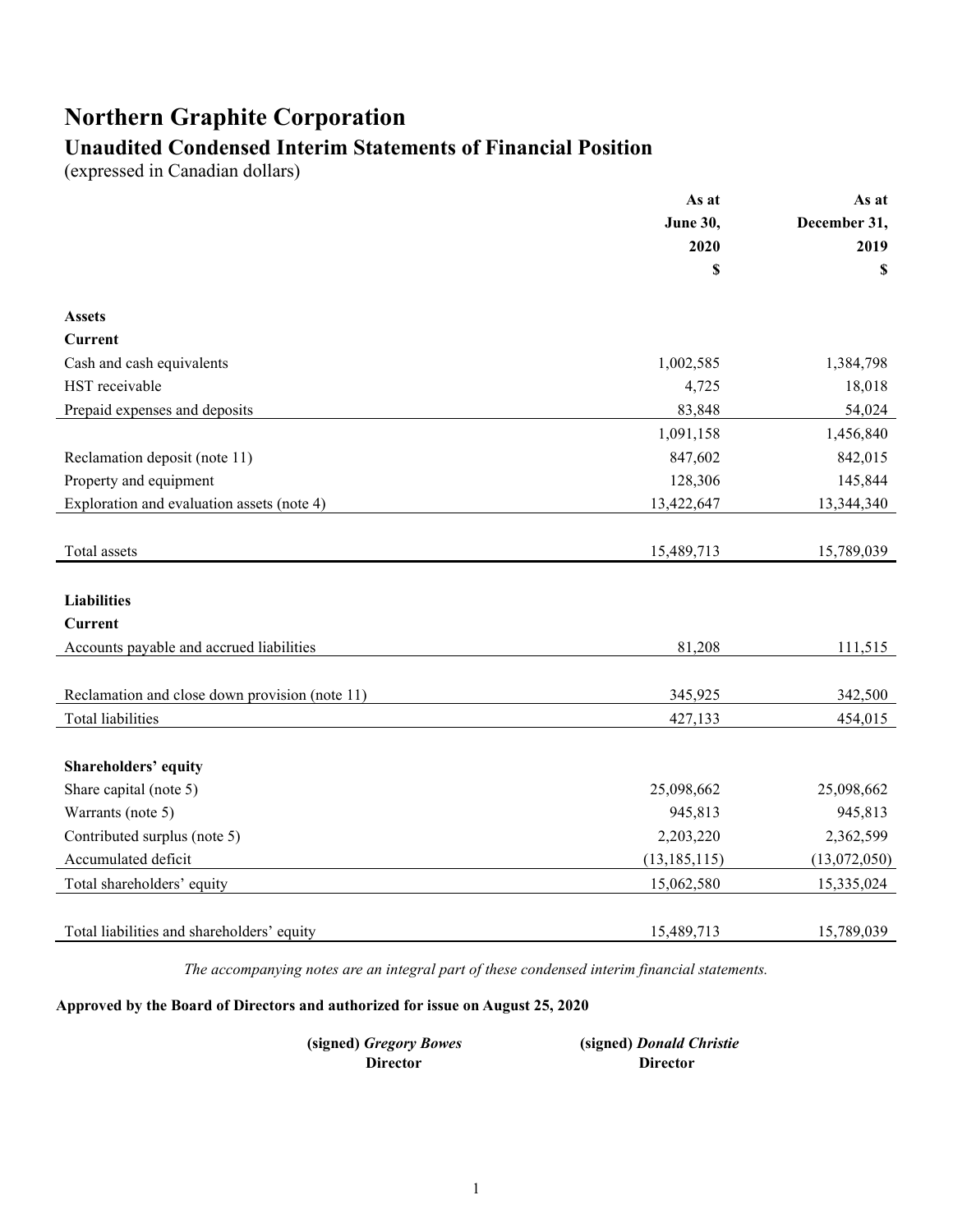# Northern Graphite Corporation

## Unaudited Condensed Interim Statements of Financial Position

(expressed in Canadian dollars)

| | As at June 30, 2020 $ | As at December 31, 2019 $ |
|---|---|---|
| **Assets** | | |
| **Current** | | |
| Cash and cash equivalents | 1,002,585 | 1,384,798 |
| HST receivable | 4,725 | 18,018 |
| Prepaid expenses and deposits | 83,848 | 54,024 |
| | 1,091,158 | 1,456,840 |
| Reclamation deposit (note 11) | 847,602 | 842,015 |
| Property and equipment | 128,306 | 145,844 |
| Exploration and evaluation assets (note 4) | 13,422,647 | 13,344,340 |
| Total assets | 15,489,713 | 15,789,039 |
| **Liabilities** | | |
| **Current** | | |
| Accounts payable and accrued liabilities | 81,208 | 111,515 |
| Reclamation and close down provision (note 11) | 345,925 | 342,500 |
| Total liabilities | 427,133 | 454,015 |
| **Shareholders' equity** | | |
| Share capital (note 5) | 25,098,662 | 25,098,662 |
| Warrants (note 5) | 945,813 | 945,813 |
| Contributed surplus (note 5) | 2,203,220 | 2,362,599 |
| Accumulated deficit | (13,185,115) | (13,072,050) |
| Total shareholders' equity | 15,062,580 | 15,335,024 |
| Total liabilities and shareholders' equity | 15,489,713 | 15,789,039 |

*The accompanying notes are an integral part of these condensed interim financial statements.*

**Approved by the Board of Directors and authorized for issue on August 25, 2020**

| (signed) *Gregory Bowes* | (signed) *Donald Christie* |
|---|---|
| **Director** | **Director** |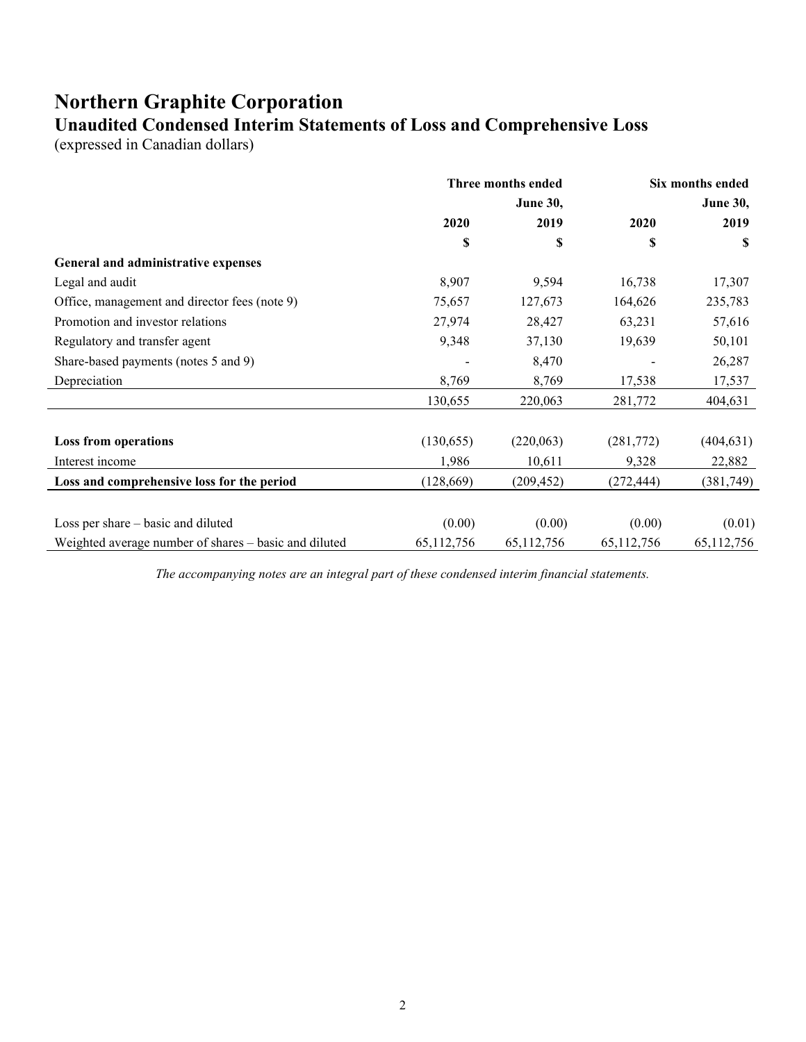# Northern Graphite Corporation

## Unaudited Condensed Interim Statements of Loss and Comprehensive Loss

(expressed in Canadian dollars)

| | Three months ended | June 30, | Six months ended | June 30, |
|---|---|---|---|---|
| | 2020 | 2019 | 2020 | 2019 |
| | $ | $ | $ | $ |
| **General and administrative expenses** | | | | |
| Legal and audit | 8,907 | 9,594 | 16,738 | 17,307 |
| Office, management and director fees (note 9) | 75,657 | 127,673 | 164,626 | 235,783 |
| Promotion and investor relations | 27,974 | 28,427 | 63,231 | 57,616 |
| Regulatory and transfer agent | 9,348 | 37,130 | 19,639 | 50,101 |
| Share-based payments (notes 5 and 9) | - | 8,470 | - | 26,287 |
| Depreciation | 8,769 | 8,769 | 17,538 | 17,537 |
| | 130,655 | 220,063 | 281,772 | 404,631 |
| **Loss from operations** | (130,655) | (220,063) | (281,772) | (404,631) |
| Interest income | 1,986 | 10,611 | 9,328 | 22,882 |
| **Loss and comprehensive loss for the period** | (128,669) | (209,452) | (272,444) | (381,749) |
| Loss per share – basic and diluted | (0.00) | (0.00) | (0.00) | (0.01) |
| Weighted average number of shares – basic and diluted | 65,112,756 | 65,112,756 | 65,112,756 | 65,112,756 |

*The accompanying notes are an integral part of these condensed interim financial statements.*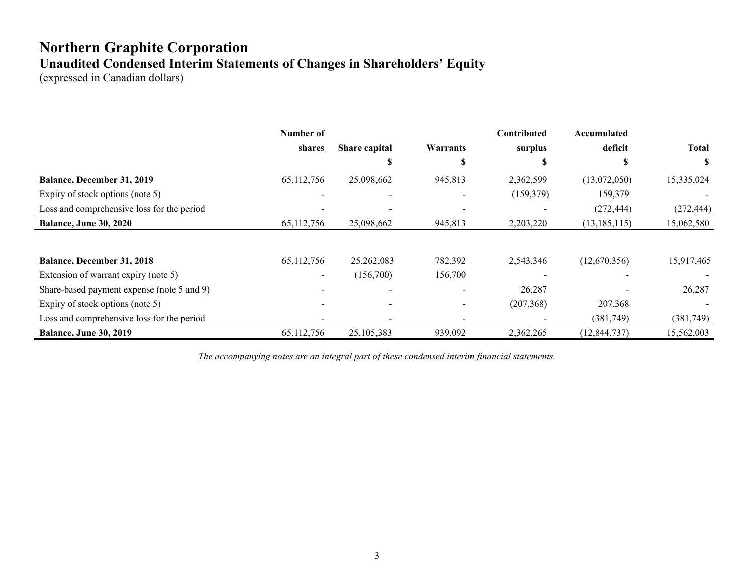# Northern Graphite Corporation

## Unaudited Condensed Interim Statements of Changes in Shareholders' Equity

(expressed in Canadian dollars)

| | Number of shares | Share capital | Warrants | Contributed surplus | Accumulated deficit | Total |
|---|---|---|---|---|---|---|
| | | $ | $ | $ | $ | $ |
| **Balance, December 31, 2019** | 65,112,756 | 25,098,662 | 945,813 | 2,362,599 | (13,072,050) | 15,335,024 |
| Expiry of stock options (note 5) | - | - | - | (159,379) | 159,379 | - |
| Loss and comprehensive loss for the period | - | - | - | - | (272,444) | (272,444) |
| **Balance, June 30, 2020** | 65,112,756 | 25,098,662 | 945,813 | 2,203,220 | (13,185,115) | 15,062,580 |
| | | | | | | |
| **Balance, December 31, 2018** | 65,112,756 | 25,262,083 | 782,392 | 2,543,346 | (12,670,356) | 15,917,465 |
| Extension of warrant expiry (note 5) | - | (156,700) | 156,700 | - | - | - |
| Share-based payment expense (note 5 and 9) | - | - | - | 26,287 | - | 26,287 |
| Expiry of stock options (note 5) | - | - | - | (207,368) | 207,368 | - |
| Loss and comprehensive loss for the period | - | - | - | - | (381,749) | (381,749) |
| **Balance, June 30, 2019** | 65,112,756 | 25,105,383 | 939,092 | 2,362,265 | (12,844,737) | 15,562,003 |

*The accompanying notes are an integral part of these condensed interim financial statements.*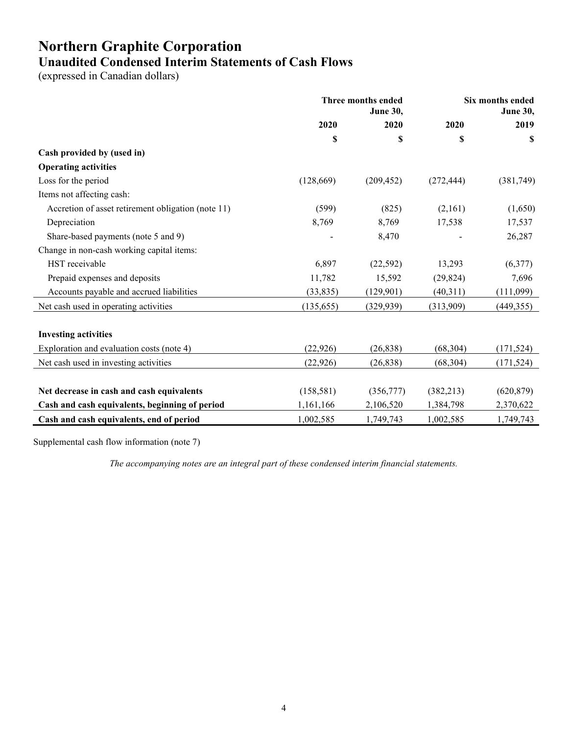# Northern Graphite Corporation

## Unaudited Condensed Interim Statements of Cash Flows

(expressed in Canadian dollars)

| | Three months ended June 30, | | Six months ended June 30, | |
|---|---|---|---|---|
| | 2020 | 2020 | 2020 | 2019 |
| | $ | $ | $ | $ |
| **Cash provided by (used in)** | | | | |
| **Operating activities** | | | | |
| Loss for the period | (128,669) | (209,452) | (272,444) | (381,749) |
| Items not affecting cash: | | | | |
| Accretion of asset retirement obligation (note 11) | (599) | (825) | (2,161) | (1,650) |
| Depreciation | 8,769 | 8,769 | 17,538 | 17,537 |
| Share-based payments (note 5 and 9) | - | 8,470 | - | 26,287 |
| Change in non-cash working capital items: | | | | |
| HST receivable | 6,897 | (22,592) | 13,293 | (6,377) |
| Prepaid expenses and deposits | 11,782 | 15,592 | (29,824) | 7,696 |
| Accounts payable and accrued liabilities | (33,835) | (129,901) | (40,311) | (111,099) |
| Net cash used in operating activities | (135,655) | (329,939) | (313,909) | (449,355) |
| **Investing activities** | | | | |
| Exploration and evaluation costs (note 4) | (22,926) | (26,838) | (68,304) | (171,524) |
| Net cash used in investing activities | (22,926) | (26,838) | (68,304) | (171,524) |
| **Net decrease in cash and cash equivalents** | (158,581) | (356,777) | (382,213) | (620,879) |
| **Cash and cash equivalents, beginning of period** | 1,161,166 | 2,106,520 | 1,384,798 | 2,370,622 |
| **Cash and cash equivalents, end of period** | 1,002,585 | 1,749,743 | 1,002,585 | 1,749,743 |

Supplemental cash flow information (note 7)

*The accompanying notes are an integral part of these condensed interim financial statements.*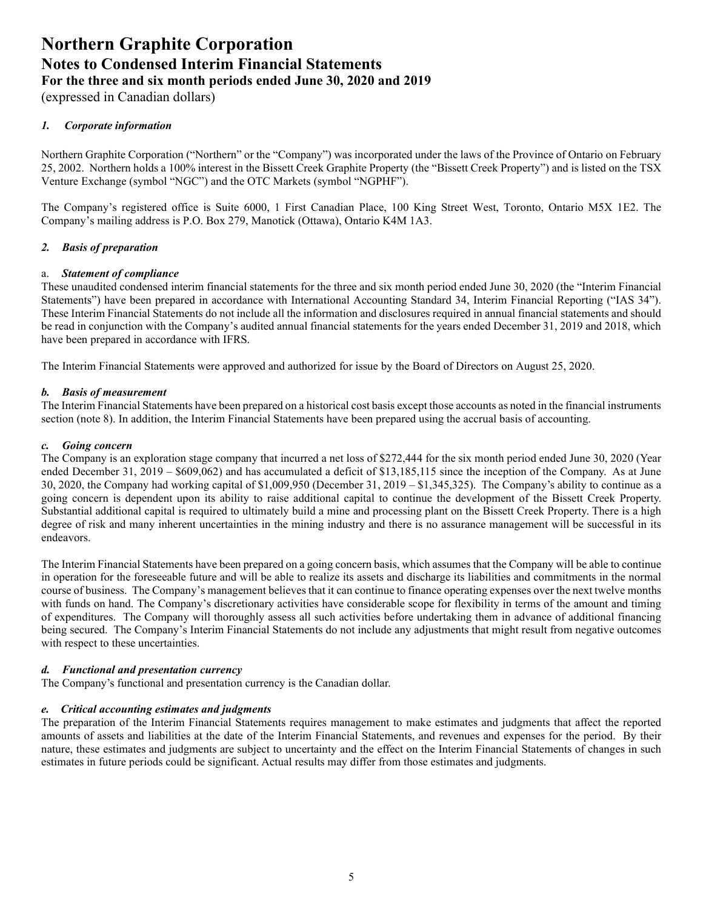# Northern Graphite Corporation
## Notes to Condensed Interim Financial Statements
## For the three and six month periods ended June 30, 2020 and 2019
(expressed in Canadian dollars)

### *1. Corporate information*

Northern Graphite Corporation ("Northern" or the "Company") was incorporated under the laws of the Province of Ontario on February 25, 2002. Northern holds a 100% interest in the Bissett Creek Graphite Property (the "Bissett Creek Property") and is listed on the TSX Venture Exchange (symbol "NGC") and the OTC Markets (symbol "NGPHF").

The Company's registered office is Suite 6000, 1 First Canadian Place, 100 King Street West, Toronto, Ontario M5X 1E2. The Company's mailing address is P.O. Box 279, Manotick (Ottawa), Ontario K4M 1A3.

### *2. Basis of preparation*

#### a. *Statement of compliance*

These unaudited condensed interim financial statements for the three and six month period ended June 30, 2020 (the "Interim Financial Statements") have been prepared in accordance with International Accounting Standard 34, Interim Financial Reporting ("IAS 34"). These Interim Financial Statements do not include all the information and disclosures required in annual financial statements and should be read in conjunction with the Company's audited annual financial statements for the years ended December 31, 2019 and 2018, which have been prepared in accordance with IFRS.

The Interim Financial Statements were approved and authorized for issue by the Board of Directors on August 25, 2020.

#### *b. Basis of measurement*

The Interim Financial Statements have been prepared on a historical cost basis except those accounts as noted in the financial instruments section (note 8). In addition, the Interim Financial Statements have been prepared using the accrual basis of accounting.

#### *c. Going concern*

The Company is an exploration stage company that incurred a net loss of $272,444 for the six month period ended June 30, 2020 (Year ended December 31, 2019 – $609,062) and has accumulated a deficit of $13,185,115 since the inception of the Company. As at June 30, 2020, the Company had working capital of $1,009,950 (December 31, 2019 – $1,345,325). The Company's ability to continue as a going concern is dependent upon its ability to raise additional capital to continue the development of the Bissett Creek Property. Substantial additional capital is required to ultimately build a mine and processing plant on the Bissett Creek Property. There is a high degree of risk and many inherent uncertainties in the mining industry and there is no assurance management will be successful in its endeavors.

The Interim Financial Statements have been prepared on a going concern basis, which assumes that the Company will be able to continue in operation for the foreseeable future and will be able to realize its assets and discharge its liabilities and commitments in the normal course of business. The Company's management believes that it can continue to finance operating expenses over the next twelve months with funds on hand. The Company's discretionary activities have considerable scope for flexibility in terms of the amount and timing of expenditures. The Company will thoroughly assess all such activities before undertaking them in advance of additional financing being secured. The Company's Interim Financial Statements do not include any adjustments that might result from negative outcomes with respect to these uncertainties.

#### *d. Functional and presentation currency*

The Company's functional and presentation currency is the Canadian dollar.

#### *e. Critical accounting estimates and judgments*

The preparation of the Interim Financial Statements requires management to make estimates and judgments that affect the reported amounts of assets and liabilities at the date of the Interim Financial Statements, and revenues and expenses for the period. By their nature, these estimates and judgments are subject to uncertainty and the effect on the Interim Financial Statements of changes in such estimates in future periods could be significant. Actual results may differ from those estimates and judgments.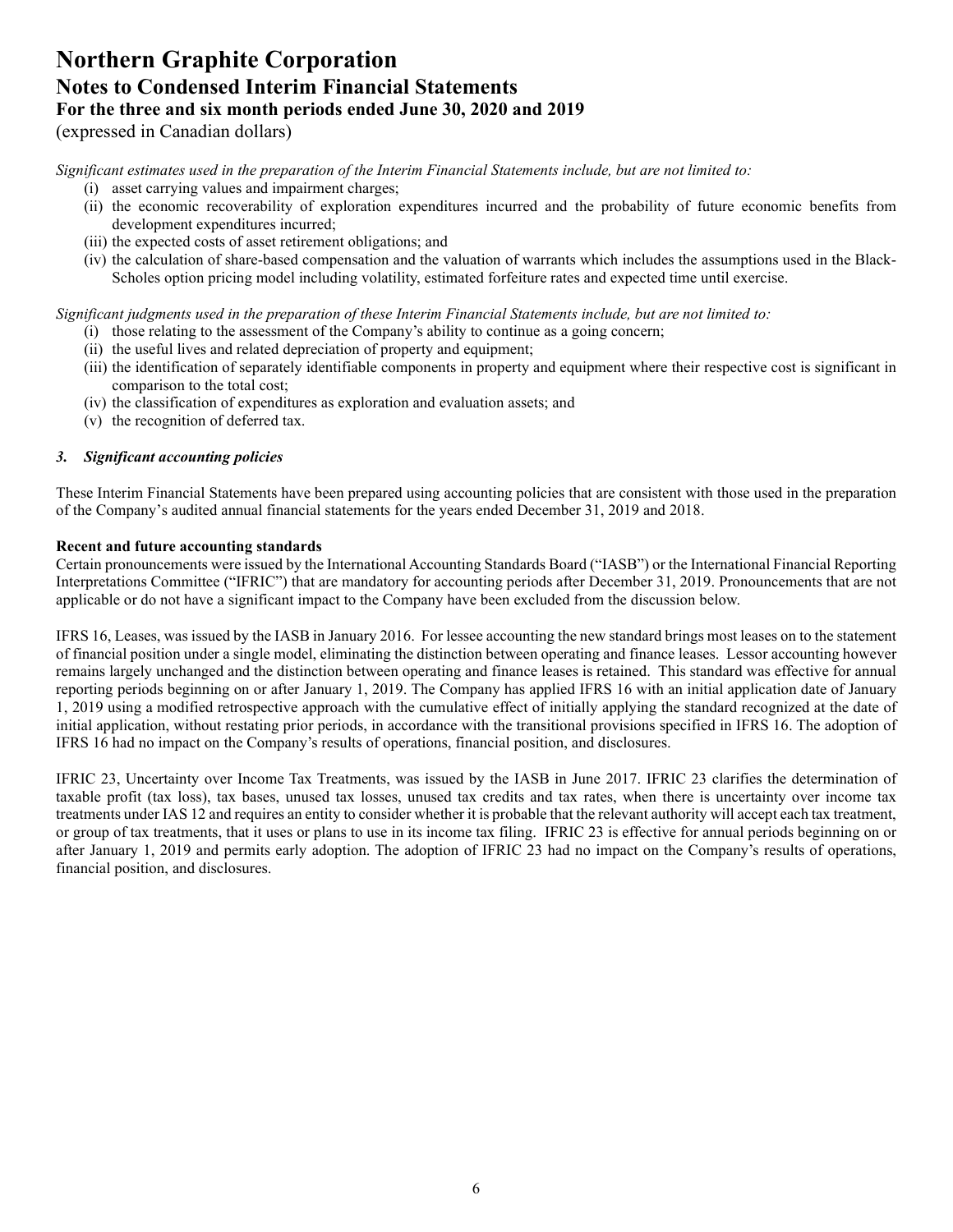*Significant estimates used in the preparation of the Interim Financial Statements include, but are not limited to:*

(i) asset carrying values and impairment charges;
(ii) the economic recoverability of exploration expenditures incurred and the probability of future economic benefits from development expenditures incurred;
(iii) the expected costs of asset retirement obligations; and
(iv) the calculation of share-based compensation and the valuation of warrants which includes the assumptions used in the Black-Scholes option pricing model including volatility, estimated forfeiture rates and expected time until exercise.

*Significant judgments used in the preparation of these Interim Financial Statements include, but are not limited to:*

(i) those relating to the assessment of the Company's ability to continue as a going concern;
(ii) the useful lives and related depreciation of property and equipment;
(iii) the identification of separately identifiable components in property and equipment where their respective cost is significant in comparison to the total cost;
(iv) the classification of expenditures as exploration and evaluation assets; and
(v) the recognition of deferred tax.

### *3. Significant accounting policies*

These Interim Financial Statements have been prepared using accounting policies that are consistent with those used in the preparation of the Company's audited annual financial statements for the years ended December 31, 2019 and 2018.

**Recent and future accounting standards**

Certain pronouncements were issued by the International Accounting Standards Board ("IASB") or the International Financial Reporting Interpretations Committee ("IFRIC") that are mandatory for accounting periods after December 31, 2019. Pronouncements that are not applicable or do not have a significant impact to the Company have been excluded from the discussion below.

IFRS 16, Leases, was issued by the IASB in January 2016. For lessee accounting the new standard brings most leases on to the statement of financial position under a single model, eliminating the distinction between operating and finance leases. Lessor accounting however remains largely unchanged and the distinction between operating and finance leases is retained. This standard was effective for annual reporting periods beginning on or after January 1, 2019. The Company has applied IFRS 16 with an initial application date of January 1, 2019 using a modified retrospective approach with the cumulative effect of initially applying the standard recognized at the date of initial application, without restating prior periods, in accordance with the transitional provisions specified in IFRS 16. The adoption of IFRS 16 had no impact on the Company's results of operations, financial position, and disclosures.

IFRIC 23, Uncertainty over Income Tax Treatments, was issued by the IASB in June 2017. IFRIC 23 clarifies the determination of taxable profit (tax loss), tax bases, unused tax losses, unused tax credits and tax rates, when there is uncertainty over income tax treatments under IAS 12 and requires an entity to consider whether it is probable that the relevant authority will accept each tax treatment, or group of tax treatments, that it uses or plans to use in its income tax filing. IFRIC 23 is effective for annual periods beginning on or after January 1, 2019 and permits early adoption. The adoption of IFRIC 23 had no impact on the Company's results of operations, financial position, and disclosures.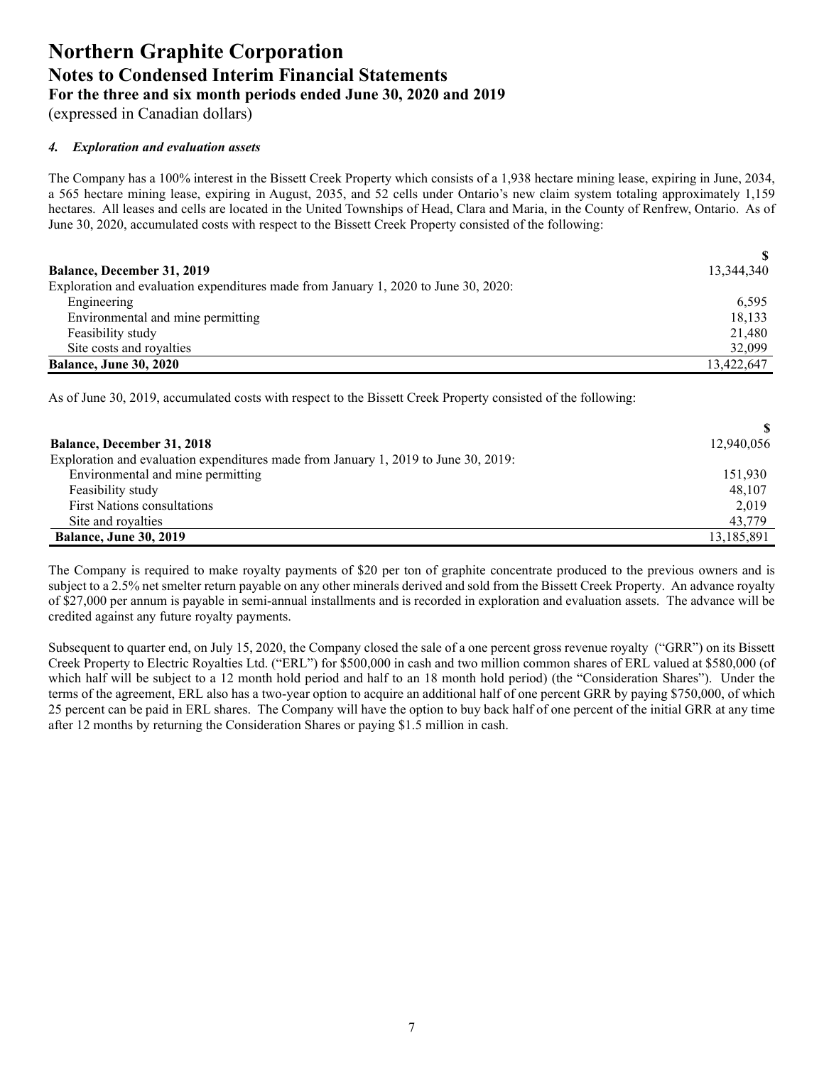# Northern Graphite Corporation
## Notes to Condensed Interim Financial Statements
### For the three and six month periods ended June 30, 2020 and 2019
(expressed in Canadian dollars)

#### *4. Exploration and evaluation assets*

The Company has a 100% interest in the Bissett Creek Property which consists of a 1,938 hectare mining lease, expiring in June, 2034, a 565 hectare mining lease, expiring in August, 2035, and 52 cells under Ontario's new claim system totaling approximately 1,159 hectares. All leases and cells are located in the United Townships of Head, Clara and Maria, in the County of Renfrew, Ontario. As of June 30, 2020, accumulated costs with respect to the Bissett Creek Property consisted of the following:

| | $ |
|---|---|
| **Balance, December 31, 2019** | 13,344,340 |
| Exploration and evaluation expenditures made from January 1, 2020 to June 30, 2020: | |
| Engineering | 6,595 |
| Environmental and mine permitting | 18,133 |
| Feasibility study | 21,480 |
| Site costs and royalties | 32,099 |
| **Balance, June 30, 2020** | 13,422,647 |

As of June 30, 2019, accumulated costs with respect to the Bissett Creek Property consisted of the following:

| | $ |
|---|---|
| **Balance, December 31, 2018** | 12,940,056 |
| Exploration and evaluation expenditures made from January 1, 2019 to June 30, 2019: | |
| Environmental and mine permitting | 151,930 |
| Feasibility study | 48,107 |
| First Nations consultations | 2,019 |
| Site and royalties | 43,779 |
| **Balance, June 30, 2019** | 13,185,891 |

The Company is required to make royalty payments of $20 per ton of graphite concentrate produced to the previous owners and is subject to a 2.5% net smelter return payable on any other minerals derived and sold from the Bissett Creek Property. An advance royalty of $27,000 per annum is payable in semi-annual installments and is recorded in exploration and evaluation assets. The advance will be credited against any future royalty payments.

Subsequent to quarter end, on July 15, 2020, the Company closed the sale of a one percent gross revenue royalty ("GRR") on its Bissett Creek Property to Electric Royalties Ltd. ("ERL") for $500,000 in cash and two million common shares of ERL valued at $580,000 (of which half will be subject to a 12 month hold period and half to an 18 month hold period) (the "Consideration Shares"). Under the terms of the agreement, ERL also has a two-year option to acquire an additional half of one percent GRR by paying $750,000, of which 25 percent can be paid in ERL shares. The Company will have the option to buy back half of one percent of the initial GRR at any time after 12 months by returning the Consideration Shares or paying $1.5 million in cash.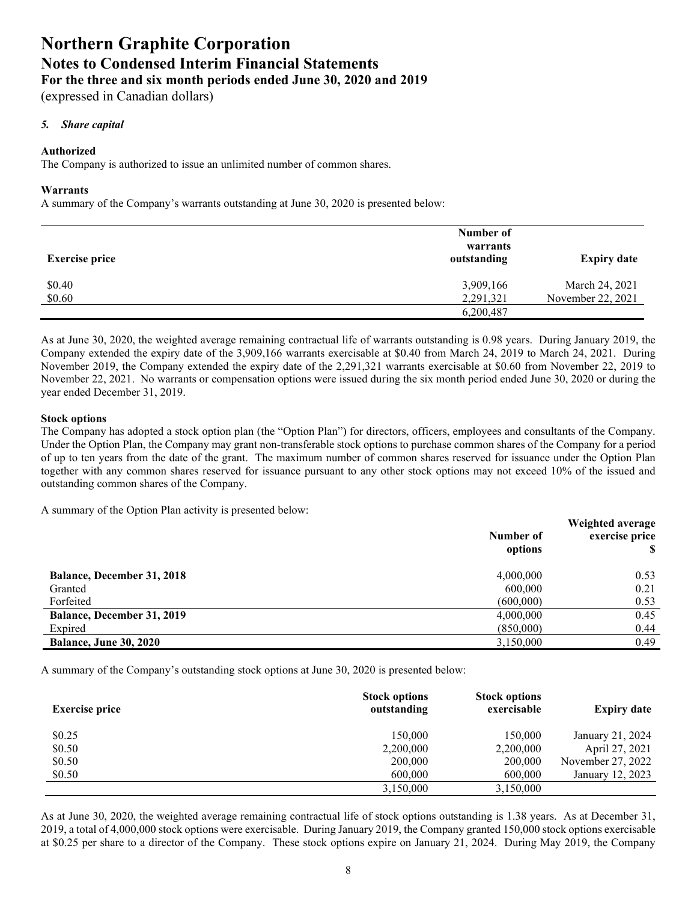# Northern Graphite Corporation
## Notes to Condensed Interim Financial Statements
### For the three and six month periods ended June 30, 2020 and 2019
(expressed in Canadian dollars)

*5. **Share capital***

**Authorized**
The Company is authorized to issue an unlimited number of common shares.

**Warrants**
A summary of the Company's warrants outstanding at June 30, 2020 is presented below:

| Exercise price | Number of warrants outstanding | Expiry date |
|---|---|---|
| \$0.40 | 3,909,166 | March 24, 2021 |
| \$0.60 | 2,291,321 | November 22, 2021 |
| | 6,200,487 | |

As at June 30, 2020, the weighted average remaining contractual life of warrants outstanding is 0.98 years. During January 2019, the Company extended the expiry date of the 3,909,166 warrants exercisable at \$0.40 from March 24, 2019 to March 24, 2021. During November 2019, the Company extended the expiry date of the 2,291,321 warrants exercisable at \$0.60 from November 22, 2019 to November 22, 2021. No warrants or compensation options were issued during the six month period ended June 30, 2020 or during the year ended December 31, 2019.

**Stock options**
The Company has adopted a stock option plan (the "Option Plan") for directors, officers, employees and consultants of the Company. Under the Option Plan, the Company may grant non-transferable stock options to purchase common shares of the Company for a period of up to ten years from the date of the grant. The maximum number of common shares reserved for issuance under the Option Plan together with any common shares reserved for issuance pursuant to any other stock options may not exceed 10% of the issued and outstanding common shares of the Company.

A summary of the Option Plan activity is presented below:

| | Number of options | Weighted average exercise price \$ |
|---|---|---|
| **Balance, December 31, 2018** | 4,000,000 | 0.53 |
| Granted | 600,000 | 0.21 |
| Forfeited | (600,000) | 0.53 |
| **Balance, December 31, 2019** | 4,000,000 | 0.45 |
| Expired | (850,000) | 0.44 |
| **Balance, June 30, 2020** | 3,150,000 | 0.49 |

A summary of the Company's outstanding stock options at June 30, 2020 is presented below:

| Exercise price | Stock options outstanding | Stock options exercisable | Expiry date |
|---|---|---|---|
| \$0.25 | 150,000 | 150,000 | January 21, 2024 |
| \$0.50 | 2,200,000 | 2,200,000 | April 27, 2021 |
| \$0.50 | 200,000 | 200,000 | November 27, 2022 |
| \$0.50 | 600,000 | 600,000 | January 12, 2023 |
| | 3,150,000 | 3,150,000 | |

As at June 30, 2020, the weighted average remaining contractual life of stock options outstanding is 1.38 years. As at December 31, 2019, a total of 4,000,000 stock options were exercisable. During January 2019, the Company granted 150,000 stock options exercisable at \$0.25 per share to a director of the Company. These stock options expire on January 21, 2024. During May 2019, the Company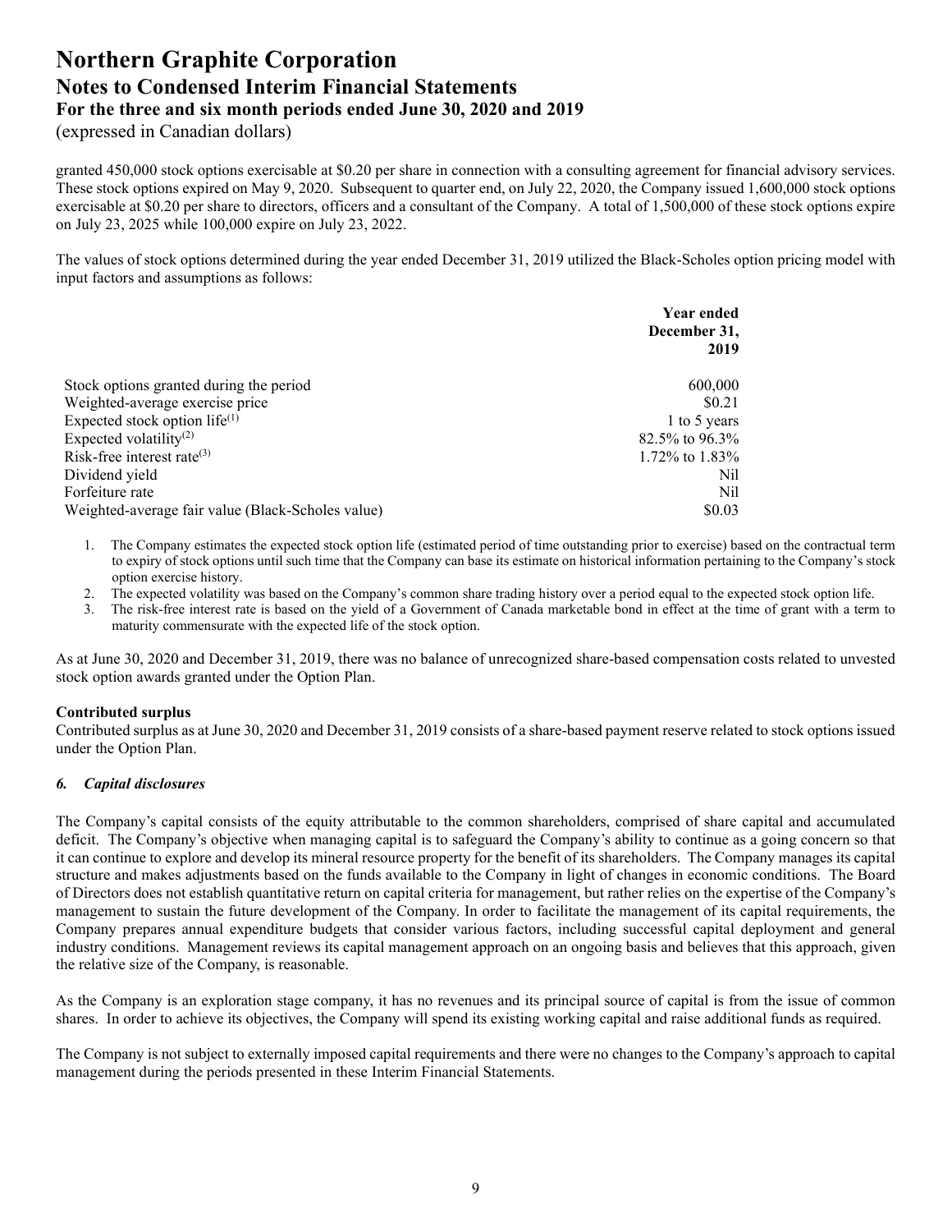granted 450,000 stock options exercisable at $0.20 per share in connection with a consulting agreement for financial advisory services. These stock options expired on May 9, 2020. Subsequent to quarter end, on July 22, 2020, the Company issued 1,600,000 stock options exercisable at $0.20 per share to directors, officers and a consultant of the Company. A total of 1,500,000 of these stock options expire on July 23, 2025 while 100,000 expire on July 23, 2022.

The values of stock options determined during the year ended December 31, 2019 utilized the Black-Scholes option pricing model with input factors and assumptions as follows:

| | Year ended December 31, 2019 |
|---|---|
| Stock options granted during the period | 600,000 |
| Weighted-average exercise price | $0.21 |
| Expected stock option life[(1)] | 1 to 5 years |
| Expected volatility[(2)] | 82.5% to 96.3% |
| Risk-free interest rate[(3)] | 1.72% to 1.83% |
| Dividend yield | Nil |
| Forfeiture rate | Nil |
| Weighted-average fair value (Black-Scholes value) | $0.03 |

1. The Company estimates the expected stock option life (estimated period of time outstanding prior to exercise) based on the contractual term to expiry of stock options until such time that the Company can base its estimate on historical information pertaining to the Company's stock option exercise history.
2. The expected volatility was based on the Company's common share trading history over a period equal to the expected stock option life.
3. The risk-free interest rate is based on the yield of a Government of Canada marketable bond in effect at the time of grant with a term to maturity commensurate with the expected life of the stock option.

As at June 30, 2020 and December 31, 2019, there was no balance of unrecognized share-based compensation costs related to unvested stock option awards granted under the Option Plan.

**Contributed surplus**

Contributed surplus as at June 30, 2020 and December 31, 2019 consists of a share-based payment reserve related to stock options issued under the Option Plan.

### *6. Capital disclosures*

The Company's capital consists of the equity attributable to the common shareholders, comprised of share capital and accumulated deficit. The Company's objective when managing capital is to safeguard the Company's ability to continue as a going concern so that it can continue to explore and develop its mineral resource property for the benefit of its shareholders. The Company manages its capital structure and makes adjustments based on the funds available to the Company in light of changes in economic conditions. The Board of Directors does not establish quantitative return on capital criteria for management, but rather relies on the expertise of the Company's management to sustain the future development of the Company. In order to facilitate the management of its capital requirements, the Company prepares annual expenditure budgets that consider various factors, including successful capital deployment and general industry conditions. Management reviews its capital management approach on an ongoing basis and believes that this approach, given the relative size of the Company, is reasonable.

As the Company is an exploration stage company, it has no revenues and its principal source of capital is from the issue of common shares. In order to achieve its objectives, the Company will spend its existing working capital and raise additional funds as required.

The Company is not subject to externally imposed capital requirements and there were no changes to the Company's approach to capital management during the periods presented in these Interim Financial Statements.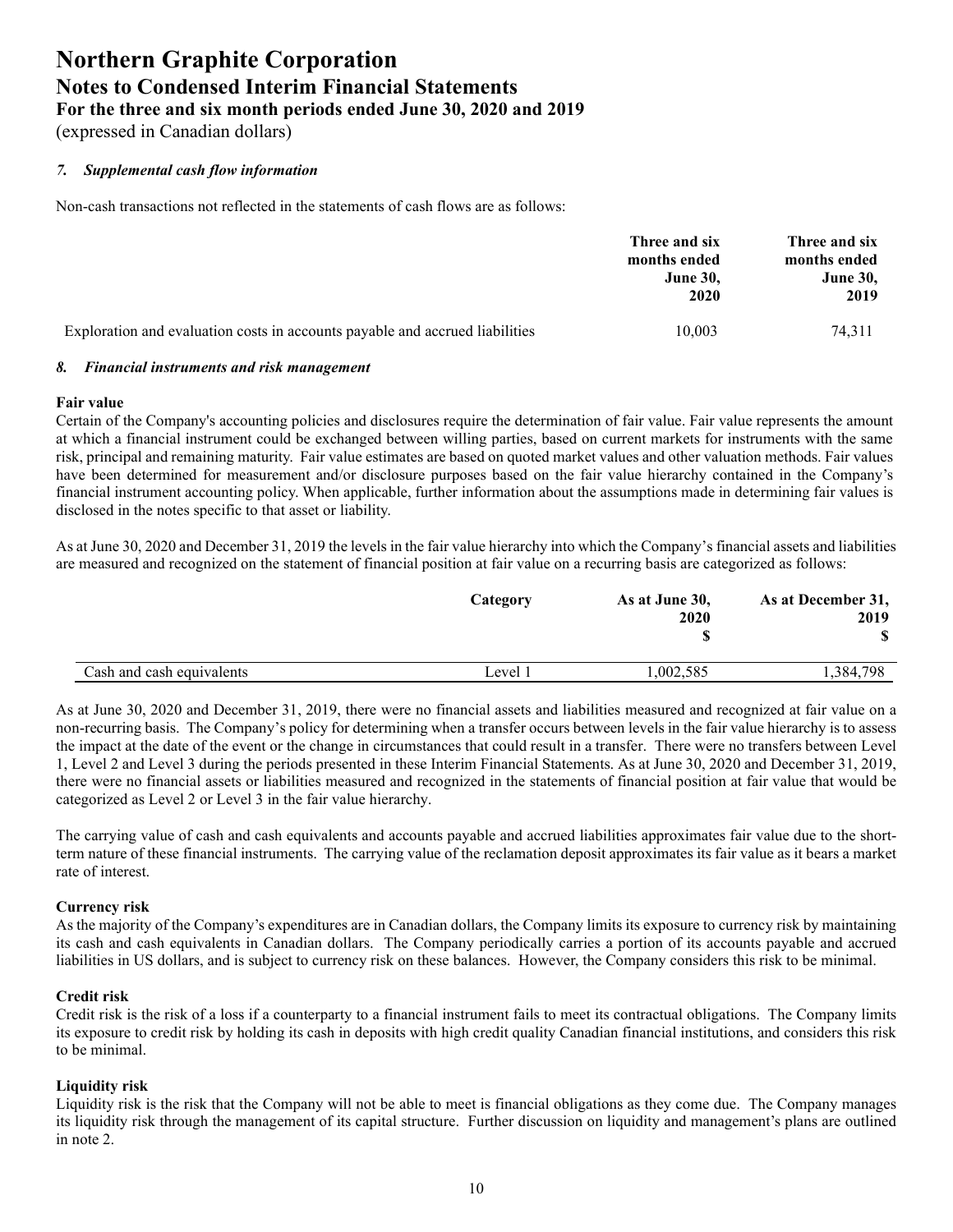# Northern Graphite Corporation
## Notes to Condensed Interim Financial Statements
### For the three and six month periods ended June 30, 2020 and 2019
(expressed in Canadian dollars)

*7. **Supplemental cash flow information***

Non-cash transactions not reflected in the statements of cash flows are as follows:

| | Three and six months ended June 30, 2020 | Three and six months ended June 30, 2019 |
|---|---|---|
| Exploration and evaluation costs in accounts payable and accrued liabilities | 10,003 | 74,311 |

*8. **Financial instruments and risk management***

**Fair value**

Certain of the Company's accounting policies and disclosures require the determination of fair value. Fair value represents the amount at which a financial instrument could be exchanged between willing parties, based on current markets for instruments with the same risk, principal and remaining maturity. Fair value estimates are based on quoted market values and other valuation methods. Fair values have been determined for measurement and/or disclosure purposes based on the fair value hierarchy contained in the Company's financial instrument accounting policy. When applicable, further information about the assumptions made in determining fair values is disclosed in the notes specific to that asset or liability.

As at June 30, 2020 and December 31, 2019 the levels in the fair value hierarchy into which the Company's financial assets and liabilities are measured and recognized on the statement of financial position at fair value on a recurring basis are categorized as follows:

| | Category | As at June 30, 2020 $ | As at December 31, 2019 $ |
|---|---|---|---|
| Cash and cash equivalents | Level 1 | 1,002,585 | 1,384,798 |

As at June 30, 2020 and December 31, 2019, there were no financial assets and liabilities measured and recognized at fair value on a non-recurring basis. The Company's policy for determining when a transfer occurs between levels in the fair value hierarchy is to assess the impact at the date of the event or the change in circumstances that could result in a transfer. There were no transfers between Level 1, Level 2 and Level 3 during the periods presented in these Interim Financial Statements. As at June 30, 2020 and December 31, 2019, there were no financial assets or liabilities measured and recognized in the statements of financial position at fair value that would be categorized as Level 2 or Level 3 in the fair value hierarchy.

The carrying value of cash and cash equivalents and accounts payable and accrued liabilities approximates fair value due to the short-term nature of these financial instruments. The carrying value of the reclamation deposit approximates its fair value as it bears a market rate of interest.

**Currency risk**

As the majority of the Company's expenditures are in Canadian dollars, the Company limits its exposure to currency risk by maintaining its cash and cash equivalents in Canadian dollars. The Company periodically carries a portion of its accounts payable and accrued liabilities in US dollars, and is subject to currency risk on these balances. However, the Company considers this risk to be minimal.

**Credit risk**

Credit risk is the risk of a loss if a counterparty to a financial instrument fails to meet its contractual obligations. The Company limits its exposure to credit risk by holding its cash in deposits with high credit quality Canadian financial institutions, and considers this risk to be minimal.

**Liquidity risk**

Liquidity risk is the risk that the Company will not be able to meet is financial obligations as they come due. The Company manages its liquidity risk through the management of its capital structure. Further discussion on liquidity and management's plans are outlined in note 2.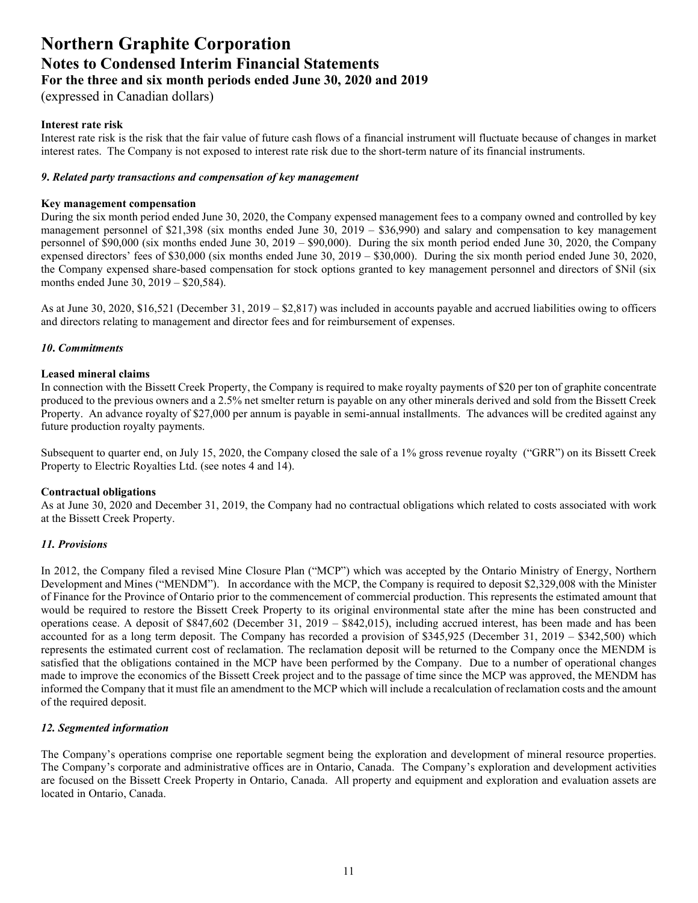**Interest rate risk**
Interest rate risk is the risk that the fair value of future cash flows of a financial instrument will fluctuate because of changes in market interest rates. The Company is not exposed to interest rate risk due to the short-term nature of its financial instruments.

### *9. Related party transactions and compensation of key management*

**Key management compensation**
During the six month period ended June 30, 2020, the Company expensed management fees to a company owned and controlled by key management personnel of $21,398 (six months ended June 30, 2019 – $36,990) and salary and compensation to key management personnel of $90,000 (six months ended June 30, 2019 – $90,000). During the six month period ended June 30, 2020, the Company expensed directors' fees of $30,000 (six months ended June 30, 2019 – $30,000). During the six month period ended June 30, 2020, the Company expensed share-based compensation for stock options granted to key management personnel and directors of $Nil (six months ended June 30, 2019 – $20,584).

As at June 30, 2020, $16,521 (December 31, 2019 – $2,817) was included in accounts payable and accrued liabilities owing to officers and directors relating to management and director fees and for reimbursement of expenses.

### *10. Commitments*

**Leased mineral claims**
In connection with the Bissett Creek Property, the Company is required to make royalty payments of $20 per ton of graphite concentrate produced to the previous owners and a 2.5% net smelter return is payable on any other minerals derived and sold from the Bissett Creek Property. An advance royalty of $27,000 per annum is payable in semi-annual installments. The advances will be credited against any future production royalty payments.

Subsequent to quarter end, on July 15, 2020, the Company closed the sale of a 1% gross revenue royalty ("GRR") on its Bissett Creek Property to Electric Royalties Ltd. (see notes 4 and 14).

**Contractual obligations**
As at June 30, 2020 and December 31, 2019, the Company had no contractual obligations which related to costs associated with work at the Bissett Creek Property.

### *11. Provisions*

In 2012, the Company filed a revised Mine Closure Plan ("MCP") which was accepted by the Ontario Ministry of Energy, Northern Development and Mines ("MENDM"). In accordance with the MCP, the Company is required to deposit $2,329,008 with the Minister of Finance for the Province of Ontario prior to the commencement of commercial production. This represents the estimated amount that would be required to restore the Bissett Creek Property to its original environmental state after the mine has been constructed and operations cease. A deposit of $847,602 (December 31, 2019 – $842,015), including accrued interest, has been made and has been accounted for as a long term deposit. The Company has recorded a provision of $345,925 (December 31, 2019 – $342,500) which represents the estimated current cost of reclamation. The reclamation deposit will be returned to the Company once the MENDM is satisfied that the obligations contained in the MCP have been performed by the Company. Due to a number of operational changes made to improve the economics of the Bissett Creek project and to the passage of time since the MCP was approved, the MENDM has informed the Company that it must file an amendment to the MCP which will include a recalculation of reclamation costs and the amount of the required deposit.

### *12. Segmented information*

The Company's operations comprise one reportable segment being the exploration and development of mineral resource properties. The Company's corporate and administrative offices are in Ontario, Canada. The Company's exploration and development activities are focused on the Bissett Creek Property in Ontario, Canada. All property and equipment and exploration and evaluation assets are located in Ontario, Canada.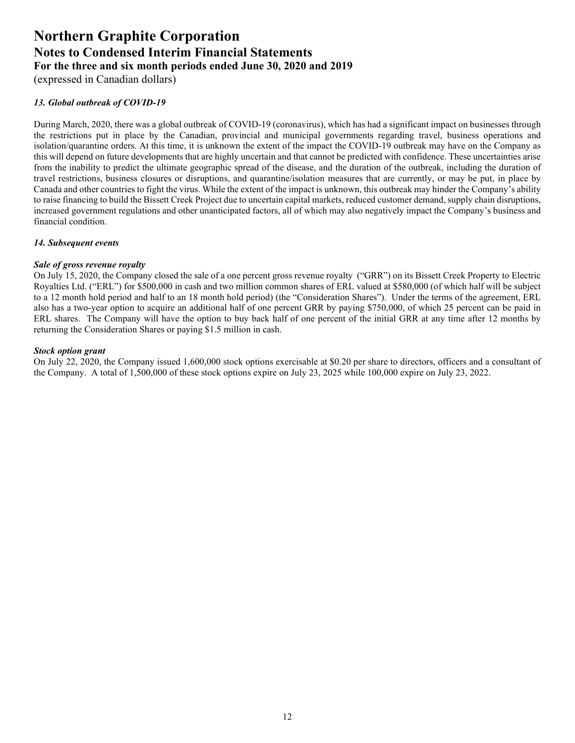### *13. Global outbreak of COVID-19*

During March, 2020, there was a global outbreak of COVID-19 (coronavirus), which has had a significant impact on businesses through the restrictions put in place by the Canadian, provincial and municipal governments regarding travel, business operations and isolation/quarantine orders. At this time, it is unknown the extent of the impact the COVID-19 outbreak may have on the Company as this will depend on future developments that are highly uncertain and that cannot be predicted with confidence. These uncertainties arise from the inability to predict the ultimate geographic spread of the disease, and the duration of the outbreak, including the duration of travel restrictions, business closures or disruptions, and quarantine/isolation measures that are currently, or may be put, in place by Canada and other countries to fight the virus. While the extent of the impact is unknown, this outbreak may hinder the Company's ability to raise financing to build the Bissett Creek Project due to uncertain capital markets, reduced customer demand, supply chain disruptions, increased government regulations and other unanticipated factors, all of which may also negatively impact the Company's business and financial condition.

### *14. Subsequent events*

***Sale of gross revenue royalty***

On July 15, 2020, the Company closed the sale of a one percent gross revenue royalty ("GRR") on its Bissett Creek Property to Electric Royalties Ltd. ("ERL") for $500,000 in cash and two million common shares of ERL valued at $580,000 (of which half will be subject to a 12 month hold period and half to an 18 month hold period) (the "Consideration Shares"). Under the terms of the agreement, ERL also has a two-year option to acquire an additional half of one percent GRR by paying $750,000, of which 25 percent can be paid in ERL shares. The Company will have the option to buy back half of one percent of the initial GRR at any time after 12 months by returning the Consideration Shares or paying $1.5 million in cash.

***Stock option grant***

On July 22, 2020, the Company issued 1,600,000 stock options exercisable at $0.20 per share to directors, officers and a consultant of the Company. A total of 1,500,000 of these stock options expire on July 23, 2025 while 100,000 expire on July 23, 2022.